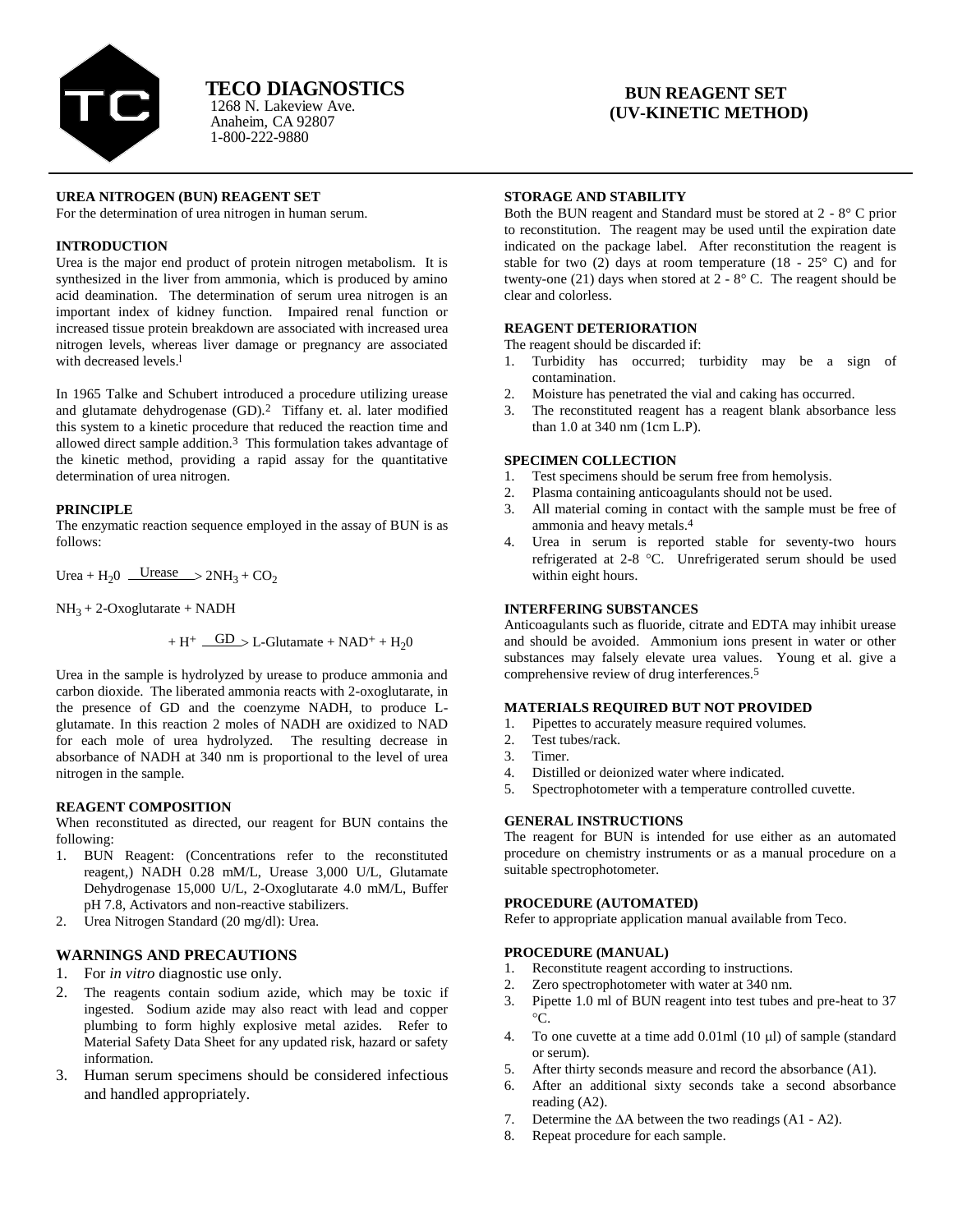# TECO DIAGNOSTICS

1268 N. Lakeview Ave.
Anaheim, CA 92807
1-800-222-9880

# BUN REAGENT SET (UV-KINETIC METHOD)

## UREA NITROGEN (BUN) REAGENT SET

For the determination of urea nitrogen in human serum.

## INTRODUCTION

Urea is the major end product of protein nitrogen metabolism. It is synthesized in the liver from ammonia, which is produced by amino acid deamination. The determination of serum urea nitrogen is an important index of kidney function. Impaired renal function or increased tissue protein breakdown are associated with increased urea nitrogen levels, whereas liver damage or pregnancy are associated with decreased levels.[1]

In 1965 Talke and Schubert introduced a procedure utilizing urease and glutamate dehydrogenase (GD).[2] Tiffany et. al. later modified this system to a kinetic procedure that reduced the reaction time and allowed direct sample addition.[3] This formulation takes advantage of the kinetic method, providing a rapid assay for the quantitative determination of urea nitrogen.

## PRINCIPLE

The enzymatic reaction sequence employed in the assay of BUN is as follows:

$$\text{Urea} + H_2O \xrightarrow{\text{Urease}} 2NH_3 + CO_2$$

$$NH_3 + \text{2-Oxoglutarate} + \text{NADH} + H^+ \xrightarrow{\text{GD}} \text{L-Glutamate} + \text{NAD}^+ + H_2O$$

Urea in the sample is hydrolyzed by urease to produce ammonia and carbon dioxide. The liberated ammonia reacts with 2-oxoglutarate, in the presence of GD and the coenzyme NADH, to produce L-glutamate. In this reaction 2 moles of NADH are oxidized to NAD for each mole of urea hydrolyzed. The resulting decrease in absorbance of NADH at 340 nm is proportional to the level of urea nitrogen in the sample.

## REAGENT COMPOSITION

When reconstituted as directed, our reagent for BUN contains the following:

1. BUN Reagent: (Concentrations refer to the reconstituted reagent,) NADH 0.28 mM/L, Urease 3,000 U/L, Glutamate Dehydrogenase 15,000 U/L, 2-Oxoglutarate 4.0 mM/L, Buffer pH 7.8, Activators and non-reactive stabilizers.
2. Urea Nitrogen Standard (20 mg/dl): Urea.

## WARNINGS AND PRECAUTIONS

1. For *in vitro* diagnostic use only.
2. The reagents contain sodium azide, which may be toxic if ingested. Sodium azide may also react with lead and copper plumbing to form highly explosive metal azides. Refer to Material Safety Data Sheet for any updated risk, hazard or safety information.
3. Human serum specimens should be considered infectious and handled appropriately.

## STORAGE AND STABILITY

Both the BUN reagent and Standard must be stored at 2 - 8° C prior to reconstitution. The reagent may be used until the expiration date indicated on the package label. After reconstitution the reagent is stable for two (2) days at room temperature (18 - 25° C) and for twenty-one (21) days when stored at 2 - 8° C. The reagent should be clear and colorless.

## REAGENT DETERIORATION

The reagent should be discarded if:

1. Turbidity has occurred; turbidity may be a sign of contamination.
2. Moisture has penetrated the vial and caking has occurred.
3. The reconstituted reagent has a reagent blank absorbance less than 1.0 at 340 nm (1cm L.P).

## SPECIMEN COLLECTION

1. Test specimens should be serum free from hemolysis.
2. Plasma containing anticoagulants should not be used.
3. All material coming in contact with the sample must be free of ammonia and heavy metals.[4]
4. Urea in serum is reported stable for seventy-two hours refrigerated at 2-8 °C. Unrefrigerated serum should be used within eight hours.

## INTERFERING SUBSTANCES

Anticoagulants such as fluoride, citrate and EDTA may inhibit urease and should be avoided. Ammonium ions present in water or other substances may falsely elevate urea values. Young et al. give a comprehensive review of drug interferences.[5]

## MATERIALS REQUIRED BUT NOT PROVIDED

1. Pipettes to accurately measure required volumes.
2. Test tubes/rack.
3. Timer.
4. Distilled or deionized water where indicated.
5. Spectrophotometer with a temperature controlled cuvette.

## GENERAL INSTRUCTIONS

The reagent for BUN is intended for use either as an automated procedure on chemistry instruments or as a manual procedure on a suitable spectrophotometer.

## PROCEDURE (AUTOMATED)

Refer to appropriate application manual available from Teco.

## PROCEDURE (MANUAL)

1. Reconstitute reagent according to instructions.
2. Zero spectrophotometer with water at 340 nm.
3. Pipette 1.0 ml of BUN reagent into test tubes and pre-heat to 37 °C.
4. To one cuvette at a time add 0.01ml (10 μl) of sample (standard or serum).
5. After thirty seconds measure and record the absorbance (A1).
6. After an additional sixty seconds take a second absorbance reading (A2).
7. Determine the ΔA between the two readings (A1 - A2).
8. Repeat procedure for each sample.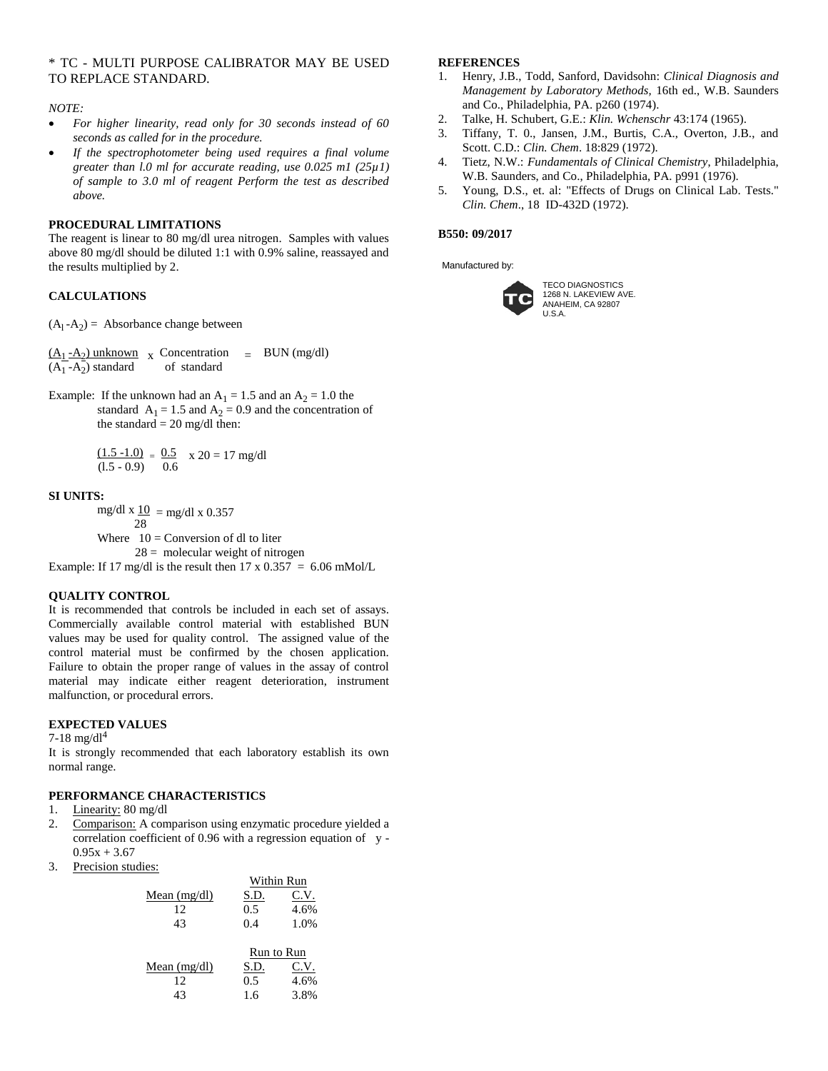* TC - MULTI PURPOSE CALIBRATOR MAY BE USED TO REPLACE STANDARD.

*NOTE:*

- *For higher linearity, read only for 30 seconds instead of 60 seconds as called for in the procedure.*
- *If the spectrophotometer being used requires a final volume greater than l.0 ml for accurate reading, use 0.025 m1 (25µ1) of sample to 3.0 ml of reagent Perform the test as described above.*

**PROCEDURAL LIMITATIONS**

The reagent is linear to 80 mg/dl urea nitrogen. Samples with values above 80 mg/dl should be diluted 1:1 with 0.9% saline, reassayed and the results multiplied by 2.

**CALCULATIONS**

$(A_1 - A_2)$ = Absorbance change between

$$\frac{(A_1 - A_2) \text{ unknown}}{(A_1 - A_2) \text{ standard}} \times \text{Concentration of standard} = \text{BUN (mg/dl)}$$

Example: If the unknown had an $A_1 = 1.5$ and an $A_2 = 1.0$ the standard $A_1 = 1.5$ and $A_2 = 0.9$ and the concentration of the standard = 20 mg/dl then:

$$\frac{(1.5 - 1.0)}{(1.5 - 0.9)} = \frac{0.5}{0.6} \times 20 = 17 \text{ mg/dl}$$

**SI UNITS:**

$$\text{mg/dl} \times \frac{10}{28} = \text{mg/dl} \times 0.357$$

Where 10 = Conversion of dl to liter

28 = molecular weight of nitrogen

Example: If 17 mg/dl is the result then 17 x 0.357 = 6.06 mMol/L

**QUALITY CONTROL**

It is recommended that controls be included in each set of assays. Commercially available control material with established BUN values may be used for quality control. The assigned value of the control material must be confirmed by the chosen application. Failure to obtain the proper range of values in the assay of control material may indicate either reagent deterioration, instrument malfunction, or procedural errors.

**EXPECTED VALUES**

7-18 mg/dl[4]

It is strongly recommended that each laboratory establish its own normal range.

**PERFORMANCE CHARACTERISTICS**

1. Linearity: 80 mg/dl
2. Comparison: A comparison using enzymatic procedure yielded a correlation coefficient of 0.96 with a regression equation of y - 0.95x + 3.67
3. Precision studies:

| | Within Run | |
|---|---|---|
| Mean (mg/dl) | S.D. | C.V. |
| 12 | 0.5 | 4.6% |
| 43 | 0.4 | 1.0% |

| | Run to Run | |
|---|---|---|
| Mean (mg/dl) | S.D. | C.V. |
| 12 | 0.5 | 4.6% |
| 43 | 1.6 | 3.8% |

**REFERENCES**

1. Henry, J.B., Todd, Sanford, Davidsohn: *Clinical Diagnosis and Management by Laboratory Methods,* 16th ed., W.B. Saunders and Co., Philadelphia, PA. p260 (1974).
2. Talke, H. Schubert, G.E.: *Klin. Wchenschr* 43:174 (1965).
3. Tiffany, T. 0., Jansen, J.M., Burtis, C.A., Overton, J.B., and Scott. C.D.: *Clin. Chem*. 18:829 (1972).
4. Tietz, N.W.: *Fundamentals of Clinical Chemistry,* Philadelphia, W.B. Saunders, and Co., Philadelphia, PA. p991 (1976).
5. Young, D.S., et. al: "Effects of Drugs on Clinical Lab. Tests." *Clin. Chem*., 18 ID-432D (1972).

**B550: 09/2017**

Manufactured by:

TECO DIAGNOSTICS
1268 N. LAKEVIEW AVE.
ANAHEIM, CA 92807
U.S.A.